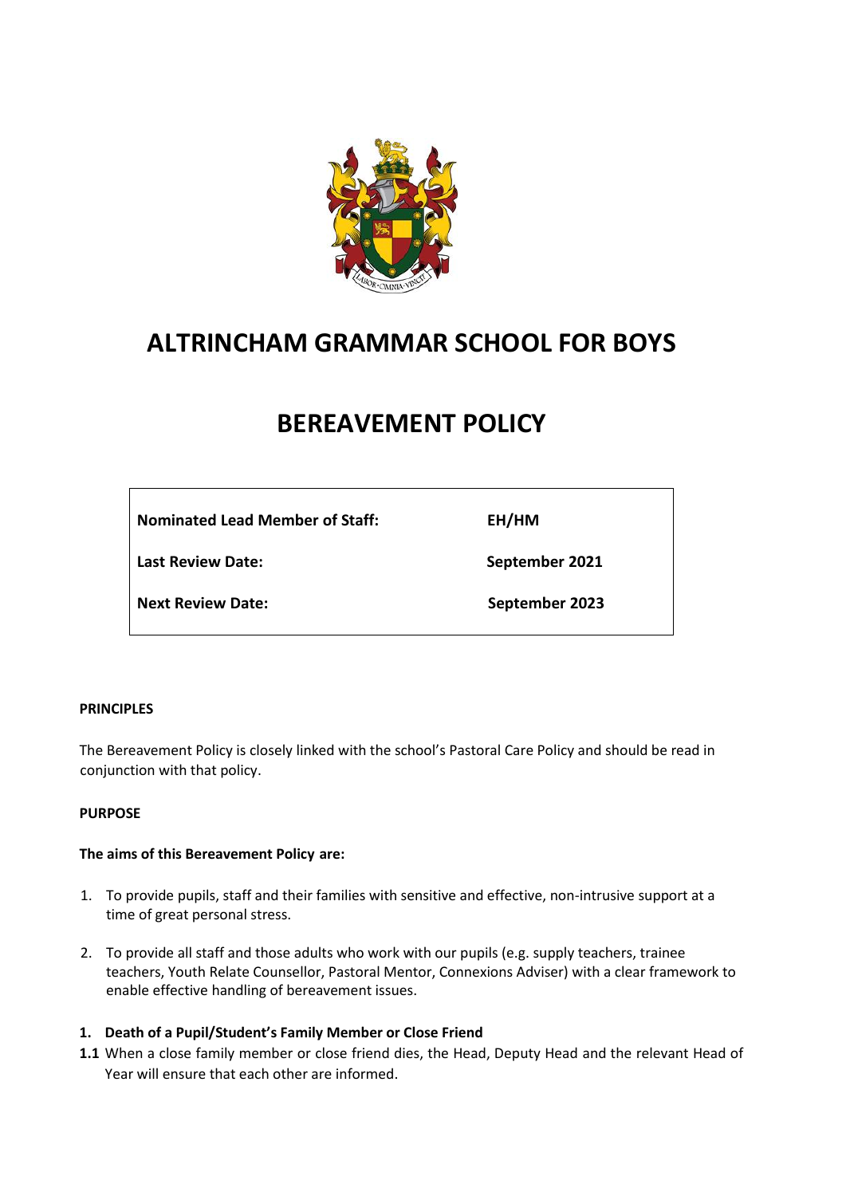# ALTRINCHAM GRAMMAR SCHOOL FOR BOYS

# BEREAVEMENT POLICY

| | |
|---|---|
| **Nominated Lead Member of Staff:** | **EH/HM** |
| **Last Review Date:** | **September 2021** |
| **Next Review Date:** | **September 2023** |

**PRINCIPLES**

The Bereavement Policy is closely linked with the school's Pastoral Care Policy and should be read in conjunction with that policy.

**PURPOSE**

**The aims of this Bereavement Policy are:**

1. To provide pupils, staff and their families with sensitive and effective, non-intrusive support at a time of great personal stress.
2. To provide all staff and those adults who work with our pupils (e.g. supply teachers, trainee teachers, Youth Relate Counsellor, Pastoral Mentor, Connexions Adviser) with a clear framework to enable effective handling of bereavement issues.

**1. Death of a Pupil/Student's Family Member or Close Friend**

**1.1** When a close family member or close friend dies, the Head, Deputy Head and the relevant Head of Year will ensure that each other are informed.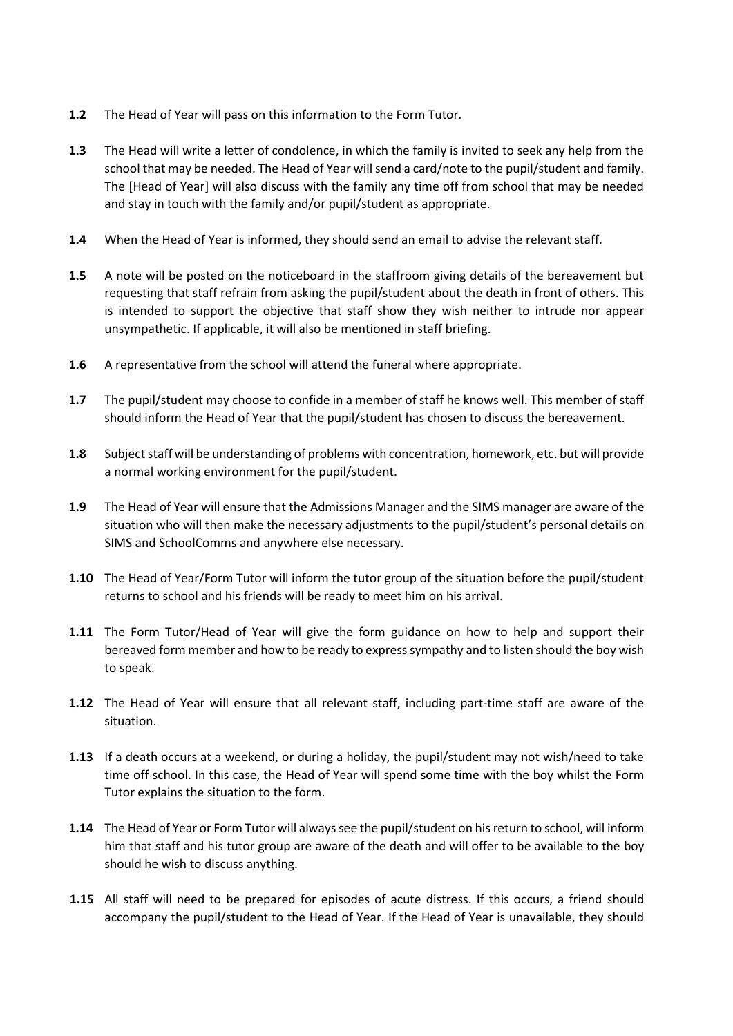**1.2** The Head of Year will pass on this information to the Form Tutor.

**1.3** The Head will write a letter of condolence, in which the family is invited to seek any help from the school that may be needed. The Head of Year will send a card/note to the pupil/student and family. The [Head of Year] will also discuss with the family any time off from school that may be needed and stay in touch with the family and/or pupil/student as appropriate.

**1.4** When the Head of Year is informed, they should send an email to advise the relevant staff.

**1.5** A note will be posted on the noticeboard in the staffroom giving details of the bereavement but requesting that staff refrain from asking the pupil/student about the death in front of others. This is intended to support the objective that staff show they wish neither to intrude nor appear unsympathetic. If applicable, it will also be mentioned in staff briefing.

**1.6** A representative from the school will attend the funeral where appropriate.

**1.7** The pupil/student may choose to confide in a member of staff he knows well. This member of staff should inform the Head of Year that the pupil/student has chosen to discuss the bereavement.

**1.8** Subject staff will be understanding of problems with concentration, homework, etc. but will provide a normal working environment for the pupil/student.

**1.9** The Head of Year will ensure that the Admissions Manager and the SIMS manager are aware of the situation who will then make the necessary adjustments to the pupil/student's personal details on SIMS and SchoolComms and anywhere else necessary.

**1.10** The Head of Year/Form Tutor will inform the tutor group of the situation before the pupil/student returns to school and his friends will be ready to meet him on his arrival.

**1.11** The Form Tutor/Head of Year will give the form guidance on how to help and support their bereaved form member and how to be ready to express sympathy and to listen should the boy wish to speak.

**1.12** The Head of Year will ensure that all relevant staff, including part-time staff are aware of the situation.

**1.13** If a death occurs at a weekend, or during a holiday, the pupil/student may not wish/need to take time off school. In this case, the Head of Year will spend some time with the boy whilst the Form Tutor explains the situation to the form.

**1.14** The Head of Year or Form Tutor will always see the pupil/student on his return to school, will inform him that staff and his tutor group are aware of the death and will offer to be available to the boy should he wish to discuss anything.

**1.15** All staff will need to be prepared for episodes of acute distress. If this occurs, a friend should accompany the pupil/student to the Head of Year. If the Head of Year is unavailable, they should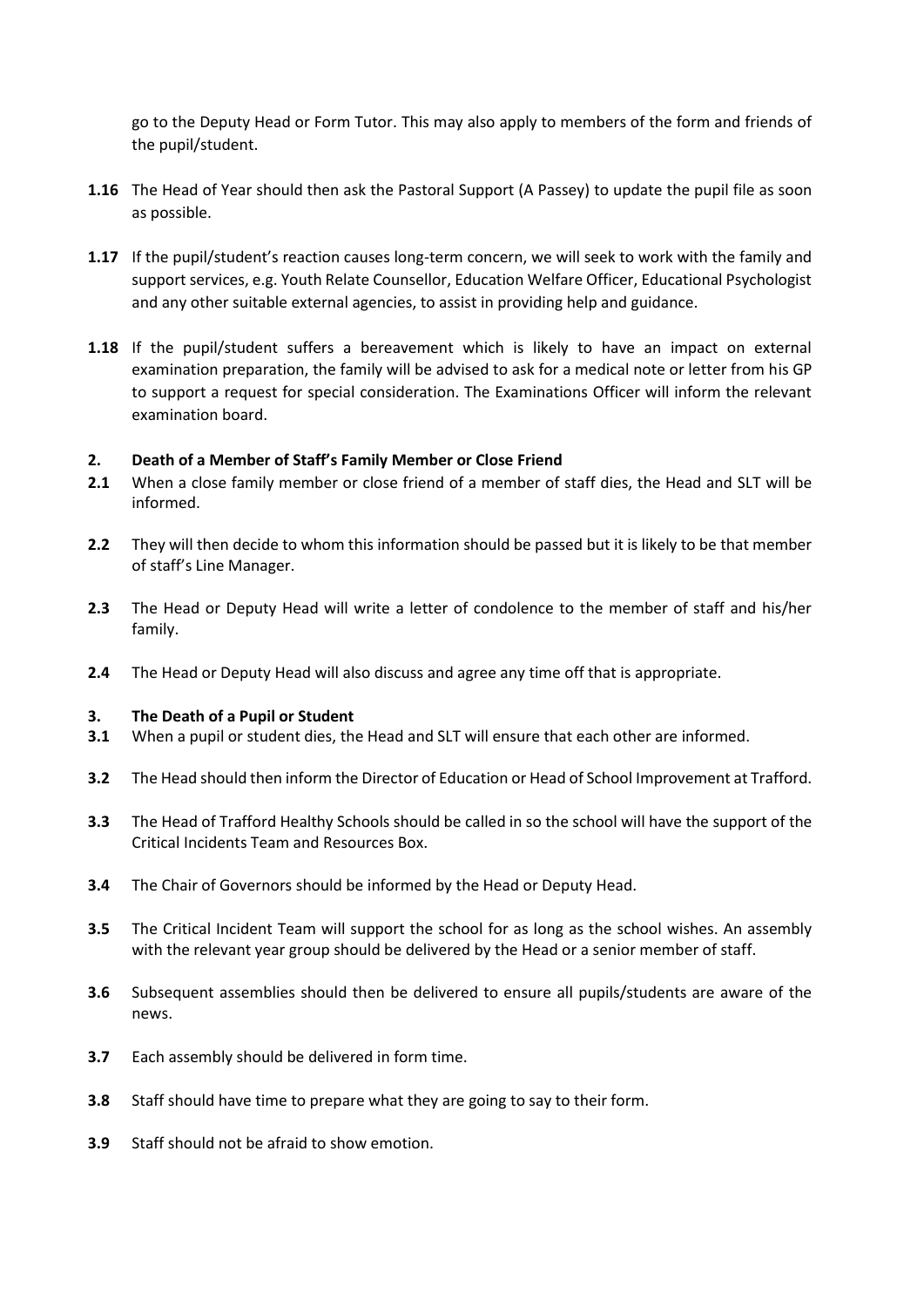go to the Deputy Head or Form Tutor. This may also apply to members of the form and friends of the pupil/student.

**1.16** The Head of Year should then ask the Pastoral Support (A Passey) to update the pupil file as soon as possible.

**1.17** If the pupil/student's reaction causes long-term concern, we will seek to work with the family and support services, e.g. Youth Relate Counsellor, Education Welfare Officer, Educational Psychologist and any other suitable external agencies, to assist in providing help and guidance.

**1.18** If the pupil/student suffers a bereavement which is likely to have an impact on external examination preparation, the family will be advised to ask for a medical note or letter from his GP to support a request for special consideration. The Examinations Officer will inform the relevant examination board.

## 2. Death of a Member of Staff's Family Member or Close Friend

**2.1** When a close family member or close friend of a member of staff dies, the Head and SLT will be informed.

**2.2** They will then decide to whom this information should be passed but it is likely to be that member of staff's Line Manager.

**2.3** The Head or Deputy Head will write a letter of condolence to the member of staff and his/her family.

**2.4** The Head or Deputy Head will also discuss and agree any time off that is appropriate.

## 3. The Death of a Pupil or Student

**3.1** When a pupil or student dies, the Head and SLT will ensure that each other are informed.

**3.2** The Head should then inform the Director of Education or Head of School Improvement at Trafford.

**3.3** The Head of Trafford Healthy Schools should be called in so the school will have the support of the Critical Incidents Team and Resources Box.

**3.4** The Chair of Governors should be informed by the Head or Deputy Head.

**3.5** The Critical Incident Team will support the school for as long as the school wishes. An assembly with the relevant year group should be delivered by the Head or a senior member of staff.

**3.6** Subsequent assemblies should then be delivered to ensure all pupils/students are aware of the news.

**3.7** Each assembly should be delivered in form time.

**3.8** Staff should have time to prepare what they are going to say to their form.

**3.9** Staff should not be afraid to show emotion.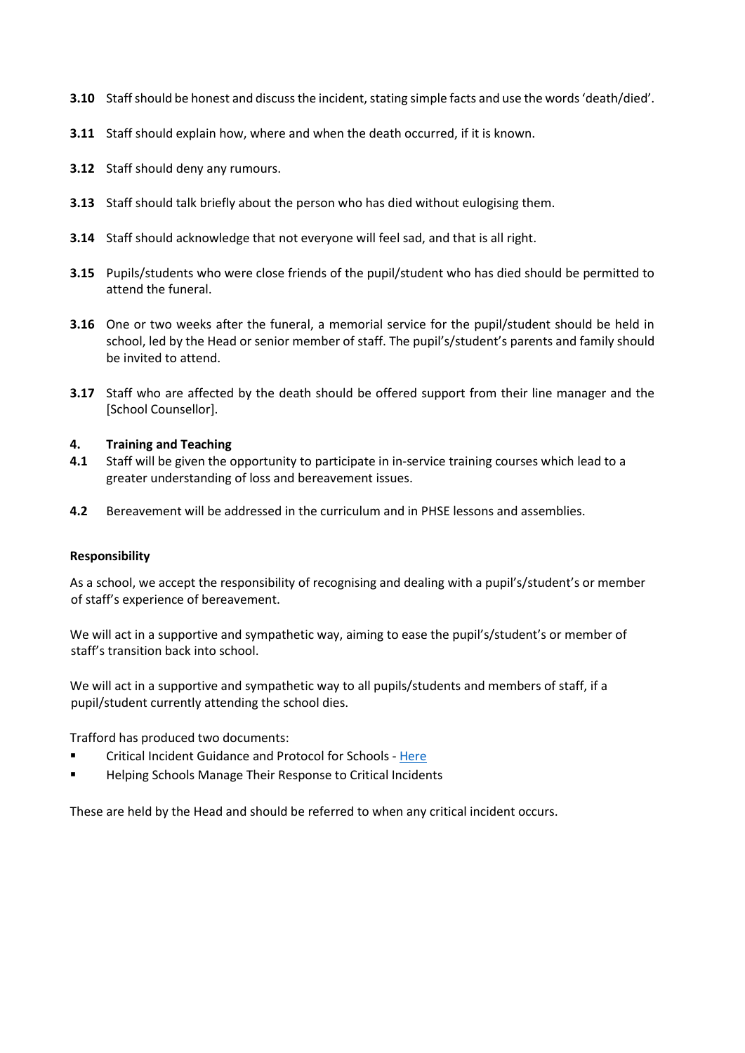**3.10** Staff should be honest and discuss the incident, stating simple facts and use the words 'death/died'.

**3.11** Staff should explain how, where and when the death occurred, if it is known.

**3.12** Staff should deny any rumours.

**3.13** Staff should talk briefly about the person who has died without eulogising them.

**3.14** Staff should acknowledge that not everyone will feel sad, and that is all right.

**3.15** Pupils/students who were close friends of the pupil/student who has died should be permitted to attend the funeral.

**3.16** One or two weeks after the funeral, a memorial service for the pupil/student should be held in school, led by the Head or senior member of staff. The pupil's/student's parents and family should be invited to attend.

**3.17** Staff who are affected by the death should be offered support from their line manager and the [School Counsellor].

## 4. Training and Teaching

**4.1** Staff will be given the opportunity to participate in in-service training courses which lead to a greater understanding of loss and bereavement issues.

**4.2** Bereavement will be addressed in the curriculum and in PHSE lessons and assemblies.

**Responsibility**

As a school, we accept the responsibility of recognising and dealing with a pupil's/student's or member of staff's experience of bereavement.

We will act in a supportive and sympathetic way, aiming to ease the pupil's/student's or member of staff's transition back into school.

We will act in a supportive and sympathetic way to all pupils/students and members of staff, if a pupil/student currently attending the school dies.

Trafford has produced two documents:

- Critical Incident Guidance and Protocol for Schools - Here
- Helping Schools Manage Their Response to Critical Incidents

These are held by the Head and should be referred to when any critical incident occurs.